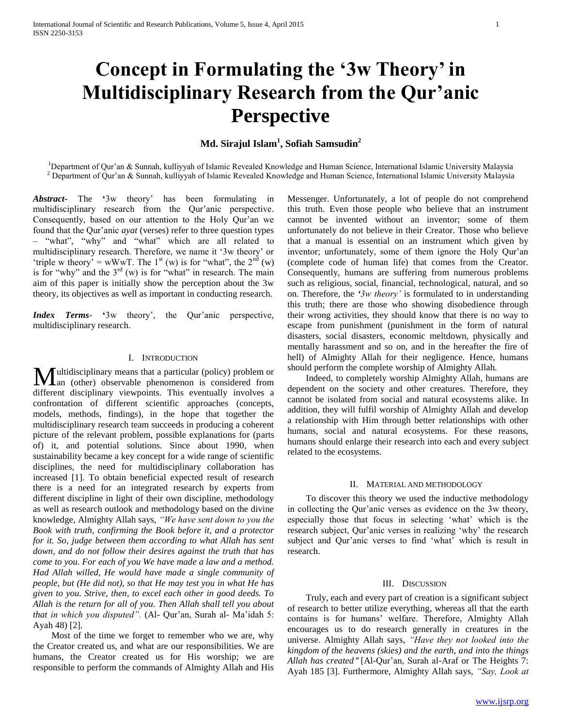# Concept in Formulating the '3w Theory' in Multidisciplinary Research from the Qur'anic Perspective

**Md. Sirajul Islam[1], Sofiah Samsudin[2]**

[1]Department of Qur'an & Sunnah, kulliyyah of Islamic Revealed Knowledge and Human Science, International Islamic University Malaysia
[2] Department of Qur'an & Sunnah, kulliyyah of Islamic Revealed Knowledge and Human Science, International Islamic University Malaysia

***Abstract*-** The **'**3w theory' has been formulating in multidisciplinary research from the Qur'anic perspective. Consequently, based on our attention to the Holy Qur'an we found that the Qur'anic *ayat* (verses) refer to three question types – "what", "why" and "what" which are all related to multidisciplinary research. Therefore, we name it '3w theory' or 'triple w theory' = wWwT. The 1[st] (w) is for "what", the 2[nd] (w) is for "why" and the 3[rd] (w) is for "what" in research. The main aim of this paper is initially show the perception about the 3w theory, its objectives as well as important in conducting research.

***Index Terms*-** **'**3w theory', the Qur'anic perspective, multidisciplinary research.

## I. Introduction

Multidisciplinary means that a particular (policy) problem or an (other) observable phenomenon is considered from different disciplinary viewpoints. This eventually involves a confrontation of different scientific approaches (concepts, models, methods, findings), in the hope that together the multidisciplinary research team succeeds in producing a coherent picture of the relevant problem, possible explanations for (parts of) it, and potential solutions. Since about 1990, when sustainability became a key concept for a wide range of scientific disciplines, the need for multidisciplinary collaboration has increased [1]. To obtain beneficial expected result of research there is a need for an integrated research by experts from different discipline in light of their own discipline, methodology as well as research outlook and methodology based on the divine knowledge, Almighty Allah says, *"We have sent down to you the Book with truth, confirming the Book before it, and a protector for it. So, judge between them according to what Allah has sent down, and do not follow their desires against the truth that has come to you. For each of you We have made a law and a method. Had Allah willed, He would have made a single community of people, but (He did not), so that He may test you in what He has given to you. Strive, then, to excel each other in good deeds. To Allah is the return for all of you. Then Allah shall tell you about that in which you disputed".* (Al- Qur'an, Surah al- Ma'idah 5: Ayah 48) [2].

Most of the time we forget to remember who we are, why the Creator created us, and what are our responsibilities. We are humans, the Creator created us for His worship; we are responsible to perform the commands of Almighty Allah and His Messenger. Unfortunately, a lot of people do not comprehend this truth. Even those people who believe that an instrument cannot be invented without an inventor; some of them unfortunately do not believe in their Creator. Those who believe that a manual is essential on an instrument which given by inventor; unfortunately, some of them ignore the Holy Qur'an (complete code of human life) that comes from the Creator. Consequently, humans are suffering from numerous problems such as religious, social, financial, technological, natural, and so on. Therefore, the *'3w theory'* is formulated to in understanding this truth; there are those who showing disobedience through their wrong activities, they should know that there is no way to escape from punishment (punishment in the form of natural disasters, social disasters, economic meltdown, physically and mentally harassment and so on, and in the hereafter the fire of hell) of Almighty Allah for their negligence. Hence, humans should perform the complete worship of Almighty Allah.

Indeed, to completely worship Almighty Allah, humans are dependent on the society and other creatures. Therefore, they cannot be isolated from social and natural ecosystems alike. In addition, they will fulfil worship of Almighty Allah and develop a relationship with Him through better relationships with other humans, social and natural ecosystems. For these reasons, humans should enlarge their research into each and every subject related to the ecosystems.

## II. Material and Methodology

To discover this theory we used the inductive methodology in collecting the Qur'anic verses as evidence on the 3w theory, especially those that focus in selecting 'what' which is the research subject, Qur'anic verses in realizing 'why' the research subject and Qur'anic verses to find 'what' which is result in research.

## III. Discussion

Truly, each and every part of creation is a significant subject of research to better utilize everything, whereas all that the earth contains is for humans' welfare. Therefore, Almighty Allah encourages us to do research generally in creatures in the universe. Almighty Allah says, *"Have they not looked into the kingdom of the heavens (skies) and the earth, and into the things Allah has created"* [Al-Qur'an, Surah al-Araf or The Heights 7: Ayah 185 [3]. Furthermore, Almighty Allah says, *"Say, Look at*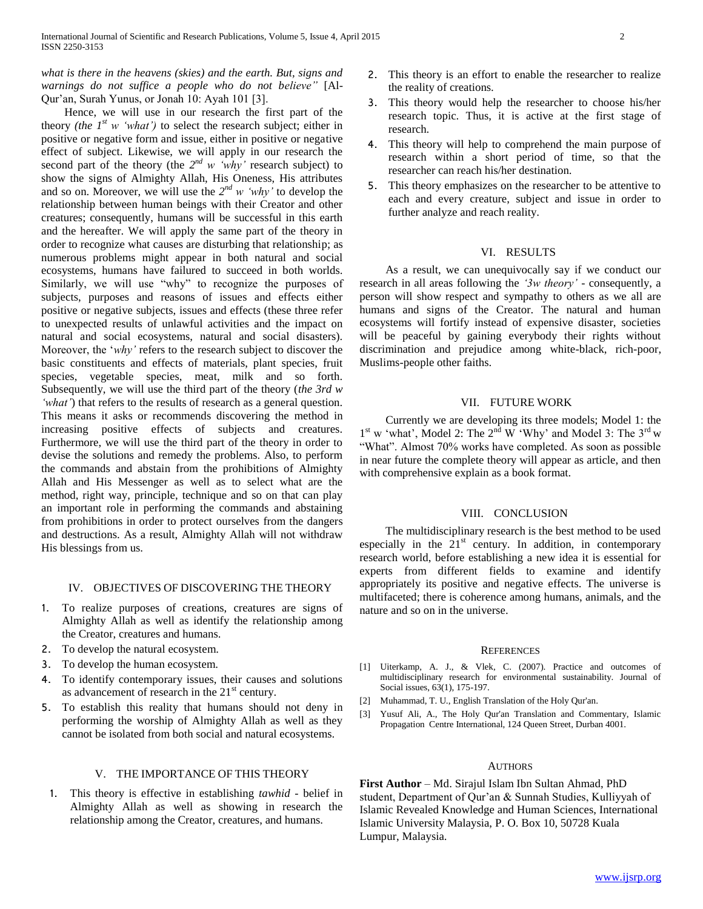*what is there in the heavens (skies) and the earth. But, signs and warnings do not suffice a people who do not believe"* [Al-Qur'an, Surah Yunus, or Jonah 10: Ayah 101 [3].

Hence, we will use in our research the first part of the theory *(the 1st w 'what')* to select the research subject; either in positive or negative form and issue, either in positive or negative effect of subject. Likewise, we will apply in our research the second part of the theory (the *2nd w 'why'* research subject) to show the signs of Almighty Allah, His Oneness, His attributes and so on. Moreover, we will use the *2nd w 'why'* to develop the relationship between human beings with their Creator and other creatures; consequently, humans will be successful in this earth and the hereafter. We will apply the same part of the theory in order to recognize what causes are disturbing that relationship; as numerous problems might appear in both natural and social ecosystems, humans have failured to succeed in both worlds. Similarly, we will use "why" to recognize the purposes of subjects, purposes and reasons of issues and effects either positive or negative subjects, issues and effects (these three refer to unexpected results of unlawful activities and the impact on natural and social ecosystems, natural and social disasters). Moreover, the '*why'* refers to the research subject to discover the basic constituents and effects of materials, plant species, fruit species, vegetable species, meat, milk and so forth. Subsequently, we will use the third part of the theory (*the 3rd w 'what'*) that refers to the results of research as a general question. This means it asks or recommends discovering the method in increasing positive effects of subjects and creatures. Furthermore, we will use the third part of the theory in order to devise the solutions and remedy the problems. Also, to perform the commands and abstain from the prohibitions of Almighty Allah and His Messenger as well as to select what are the method, right way, principle, technique and so on that can play an important role in performing the commands and abstaining from prohibitions in order to protect ourselves from the dangers and destructions. As a result, Almighty Allah will not withdraw His blessings from us.

## IV. Objectives of Discovering the Theory

1. To realize purposes of creations, creatures are signs of Almighty Allah as well as identify the relationship among the Creator, creatures and humans.
2. To develop the natural ecosystem.
3. To develop the human ecosystem.
4. To identify contemporary issues, their causes and solutions as advancement of research in the 21st century.
5. To establish this reality that humans should not deny in performing the worship of Almighty Allah as well as they cannot be isolated from both social and natural ecosystems.

## V. The Importance of This Theory

1. This theory is effective in establishing *tawhid* - belief in Almighty Allah as well as showing in research the relationship among the Creator, creatures, and humans.
2. This theory is an effort to enable the researcher to realize the reality of creations.
3. This theory would help the researcher to choose his/her research topic. Thus, it is active at the first stage of research.
4. This theory will help to comprehend the main purpose of research within a short period of time, so that the researcher can reach his/her destination.
5. This theory emphasizes on the researcher to be attentive to each and every creature, subject and issue in order to further analyze and reach reality.

## VI. Results

As a result, we can unequivocally say if we conduct our research in all areas following the *'3w theory'* - consequently, a person will show respect and sympathy to others as we all are humans and signs of the Creator. The natural and human ecosystems will fortify instead of expensive disaster, societies will be peaceful by gaining everybody their rights without discrimination and prejudice among white-black, rich-poor, Muslims-people other faiths.

## VII. Future Work

Currently we are developing its three models; Model 1: the 1st w 'what', Model 2: The 2nd W 'Why' and Model 3: The 3rd w "What". Almost 70% works have completed. As soon as possible in near future the complete theory will appear as article, and then with comprehensive explain as a book format.

## VIII. Conclusion

The multidisciplinary research is the best method to be used especially in the 21st century. In addition, in contemporary research world, before establishing a new idea it is essential for experts from different fields to examine and identify appropriately its positive and negative effects. The universe is multifaceted; there is coherence among humans, animals, and the nature and so on in the universe.

## References

[1] Uiterkamp, A. J., & Vlek, C. (2007). Practice and outcomes of multidisciplinary research for environmental sustainability. Journal of Social issues, 63(1), 175-197.

[2] Muhammad, T. U., English Translation of the Holy Qur'an.

[3] Yusuf Ali, A., The Holy Qur'an Translation and Commentary, Islamic Propagation Centre International, 124 Queen Street, Durban 4001.

## Authors

**First Author** – Md. Sirajul Islam Ibn Sultan Ahmad, PhD student, Department of Qur'an & Sunnah Studies, Kulliyyah of Islamic Revealed Knowledge and Human Sciences, International Islamic University Malaysia, P. O. Box 10, 50728 Kuala Lumpur, Malaysia.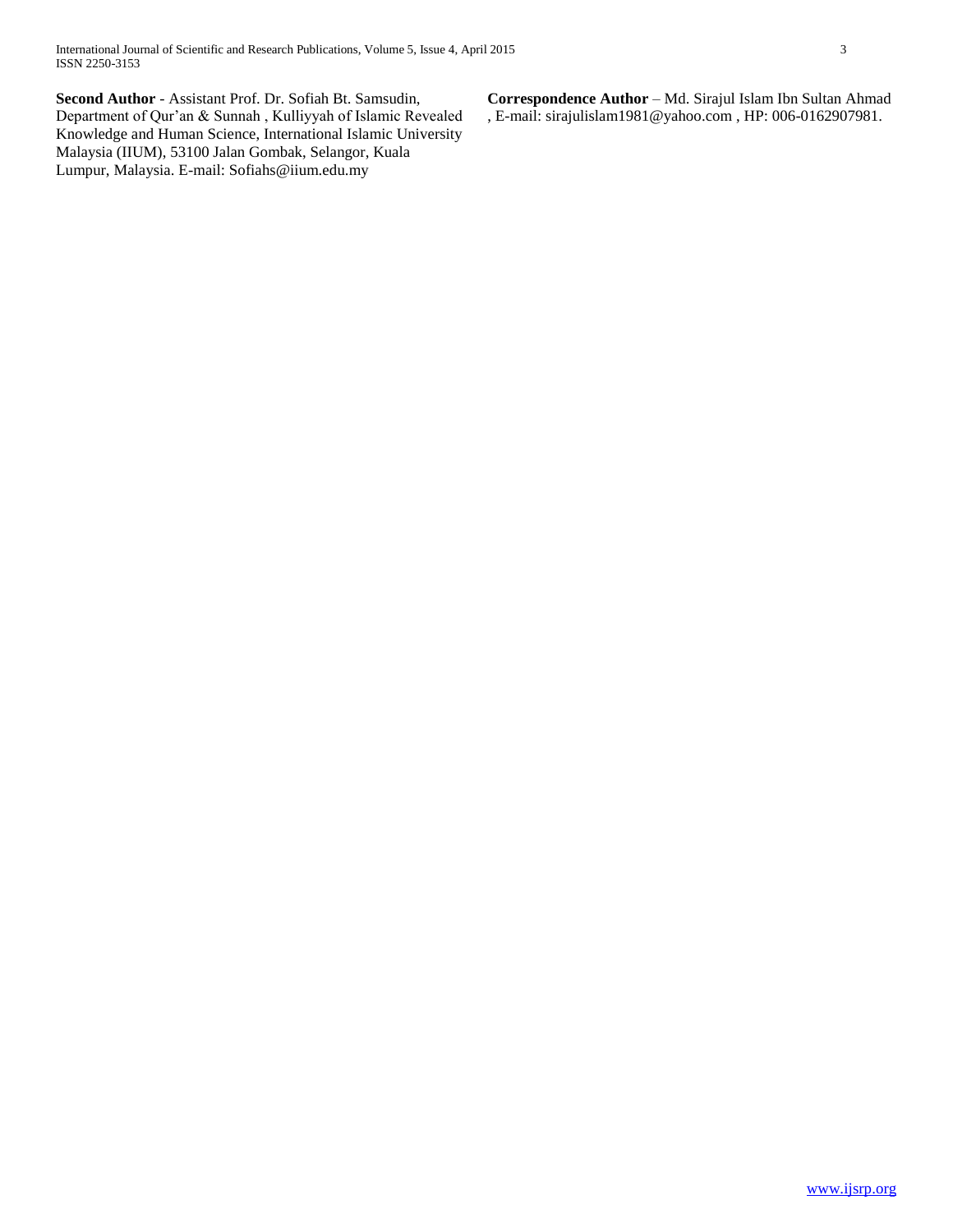**Second Author** - Assistant Prof. Dr. Sofiah Bt. Samsudin, Department of Qur'an & Sunnah , Kulliyyah of Islamic Revealed Knowledge and Human Science, International Islamic University Malaysia (IIUM), 53100 Jalan Gombak, Selangor, Kuala Lumpur, Malaysia. E-mail: Sofiahs@iium.edu.my

**Correspondence Author** – Md. Sirajul Islam Ibn Sultan Ahmad , E-mail: sirajulislam1981@yahoo.com , HP: 006-0162907981.